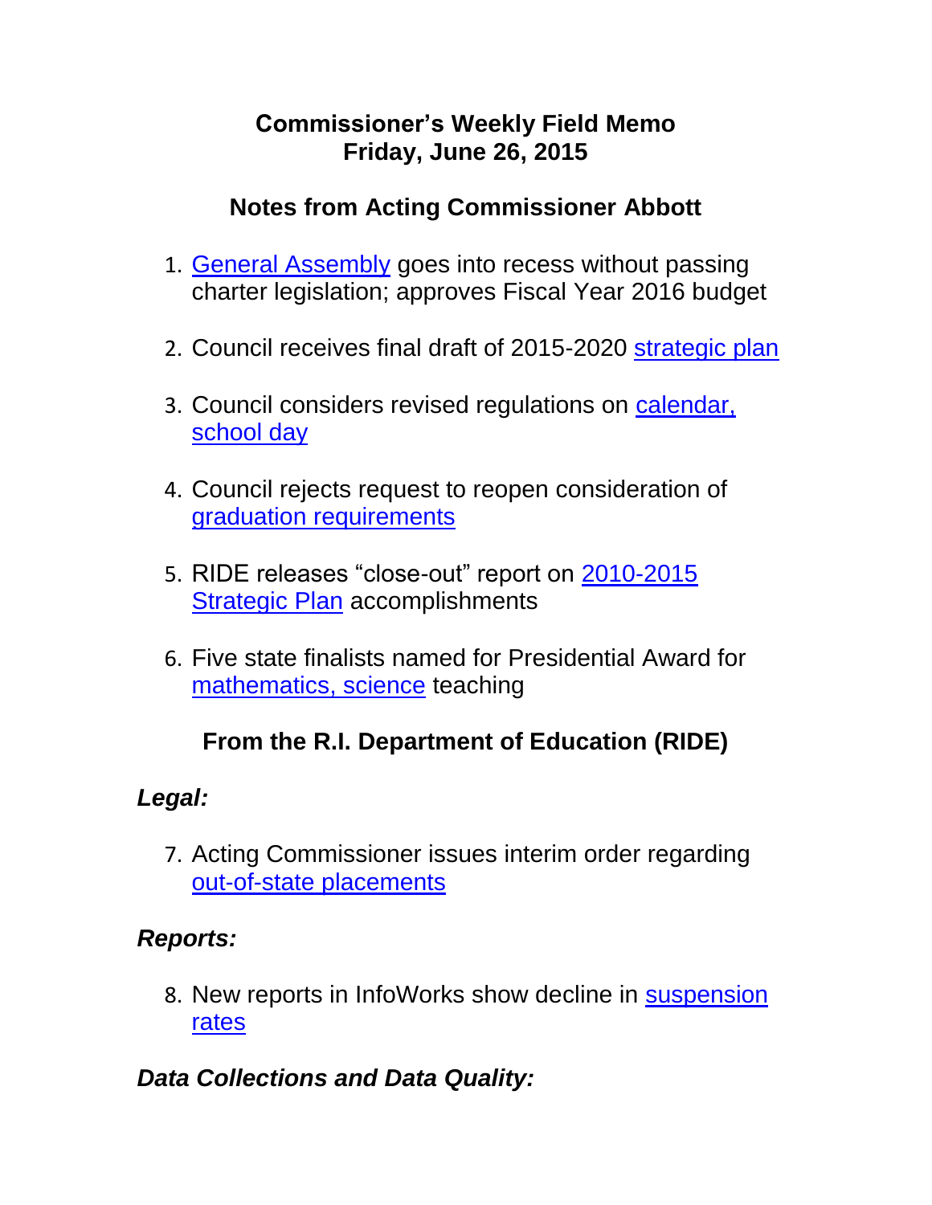# Commissioner's Weekly Field Memo
# Friday, June 26, 2015

## Notes from Acting Commissioner Abbott

1. General Assembly goes into recess without passing charter legislation; approves Fiscal Year 2016 budget

2. Council receives final draft of 2015-2020 strategic plan

3. Council considers revised regulations on calendar, school day

4. Council rejects request to reopen consideration of graduation requirements

5. RIDE releases "close-out" report on 2010-2015 Strategic Plan accomplishments

6. Five state finalists named for Presidential Award for mathematics, science teaching

## From the R.I. Department of Education (RIDE)

### *Legal:*

7. Acting Commissioner issues interim order regarding out-of-state placements

### *Reports:*

8. New reports in InfoWorks show decline in suspension rates

### *Data Collections and Data Quality:*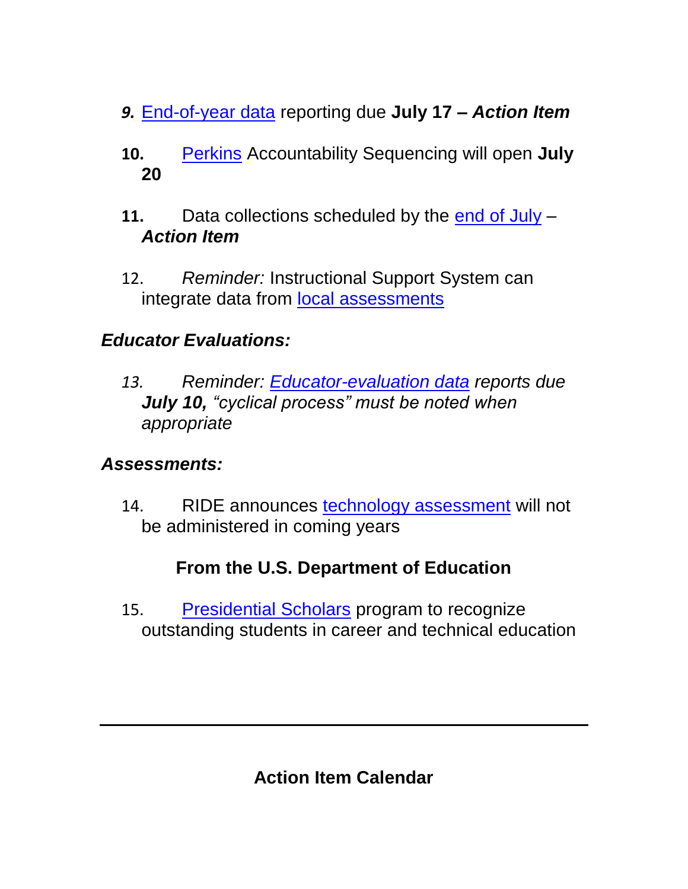*9.* End-of-year data reporting due **July 17 – *Action Item***

**10.** Perkins Accountability Sequencing will open **July 20**

**11.** Data collections scheduled by the end of July – ***Action Item***

12. *Reminder:* Instructional Support System can integrate data from local assessments

### *Educator Evaluations:*

*13. Reminder: Educator-evaluation data reports due **July 10,** "cyclical process" must be noted when appropriate*

### *Assessments:*

14. RIDE announces technology assessment will not be administered in coming years

## From the U.S. Department of Education

15. Presidential Scholars program to recognize outstanding students in career and technical education

---

## Action Item Calendar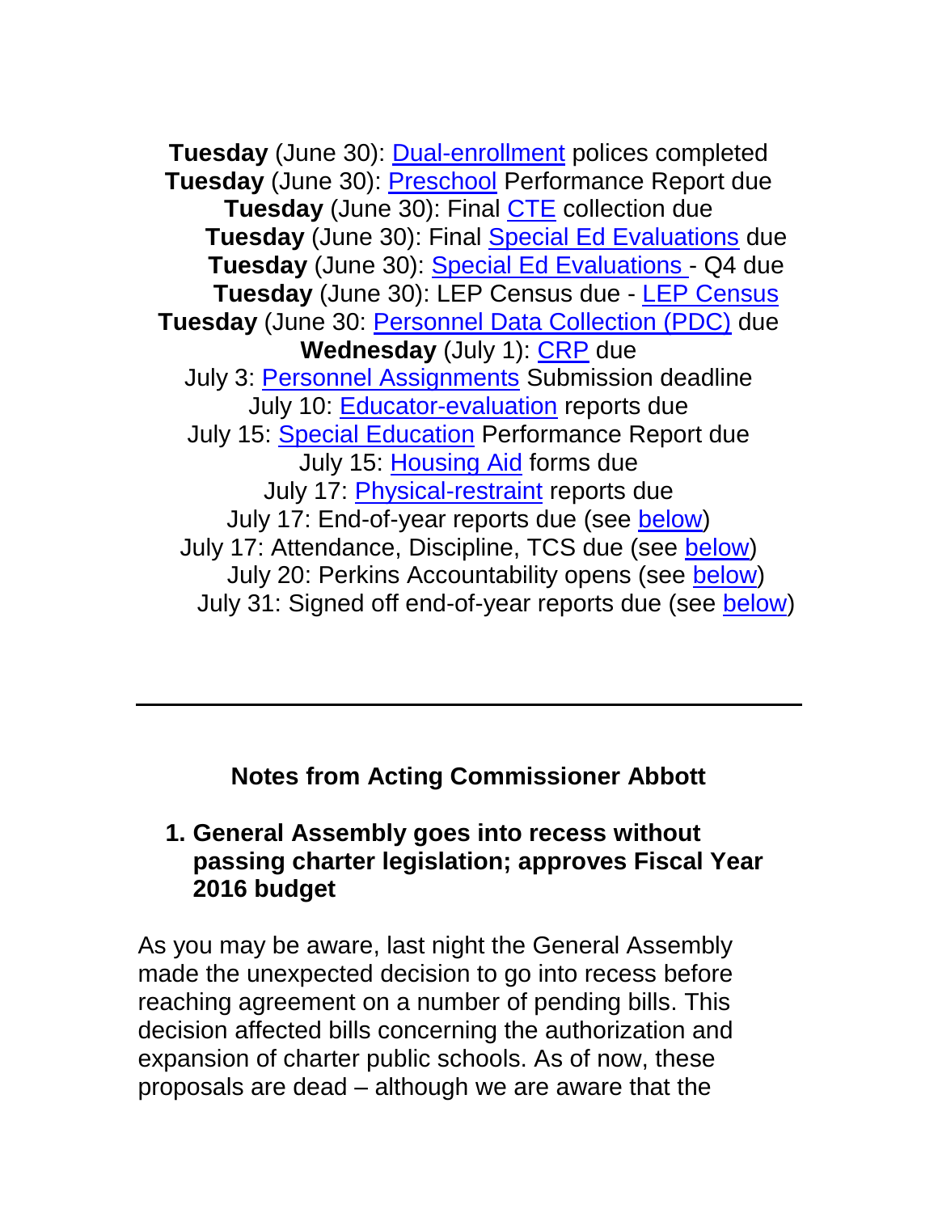**Tuesday** (June 30): Dual-enrollment polices completed
**Tuesday** (June 30): Preschool Performance Report due
**Tuesday** (June 30): Final CTE collection due
**Tuesday** (June 30): Final Special Ed Evaluations due
**Tuesday** (June 30): Special Ed Evaluations - Q4 due
**Tuesday** (June 30): LEP Census due - LEP Census
**Tuesday** (June 30: Personnel Data Collection (PDC) due
**Wednesday** (July 1): CRP due
July 3: Personnel Assignments Submission deadline
July 10: Educator-evaluation reports due
July 15: Special Education Performance Report due
July 15: Housing Aid forms due
July 17: Physical-restraint reports due
July 17: End-of-year reports due (see below)
July 17: Attendance, Discipline, TCS due (see below)
July 20: Perkins Accountability opens (see below)
July 31: Signed off end-of-year reports due (see below)

---

## Notes from Acting Commissioner Abbott

1. **General Assembly goes into recess without passing charter legislation; approves Fiscal Year 2016 budget**

As you may be aware, last night the General Assembly made the unexpected decision to go into recess before reaching agreement on a number of pending bills. This decision affected bills concerning the authorization and expansion of charter public schools. As of now, these proposals are dead – although we are aware that the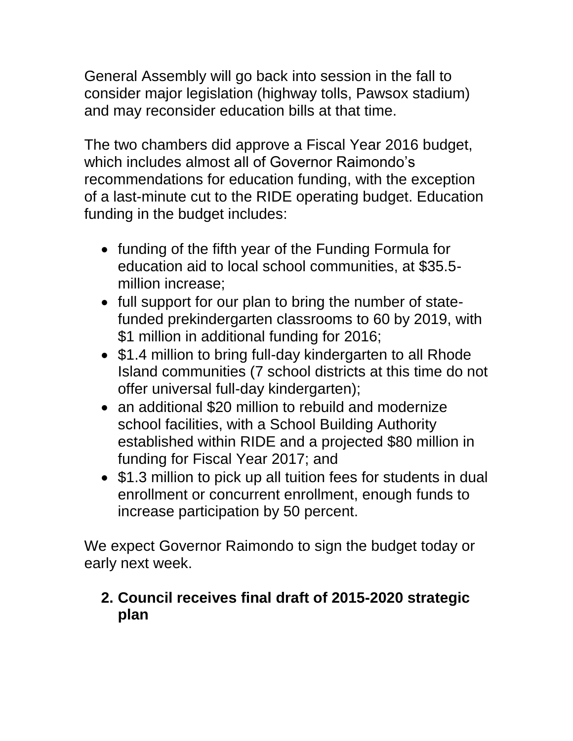General Assembly will go back into session in the fall to consider major legislation (highway tolls, Pawsox stadium) and may reconsider education bills at that time.

The two chambers did approve a Fiscal Year 2016 budget, which includes almost all of Governor Raimondo's recommendations for education funding, with the exception of a last-minute cut to the RIDE operating budget. Education funding in the budget includes:

- funding of the fifth year of the Funding Formula for education aid to local school communities, at $35.5-million increase;
- full support for our plan to bring the number of state-funded prekindergarten classrooms to 60 by 2019, with $1 million in additional funding for 2016;
- $1.4 million to bring full-day kindergarten to all Rhode Island communities (7 school districts at this time do not offer universal full-day kindergarten);
- an additional $20 million to rebuild and modernize school facilities, with a School Building Authority established within RIDE and a projected $80 million in funding for Fiscal Year 2017; and
- $1.3 million to pick up all tuition fees for students in dual enrollment or concurrent enrollment, enough funds to increase participation by 50 percent.

We expect Governor Raimondo to sign the budget today or early next week.

## 2. Council receives final draft of 2015-2020 strategic plan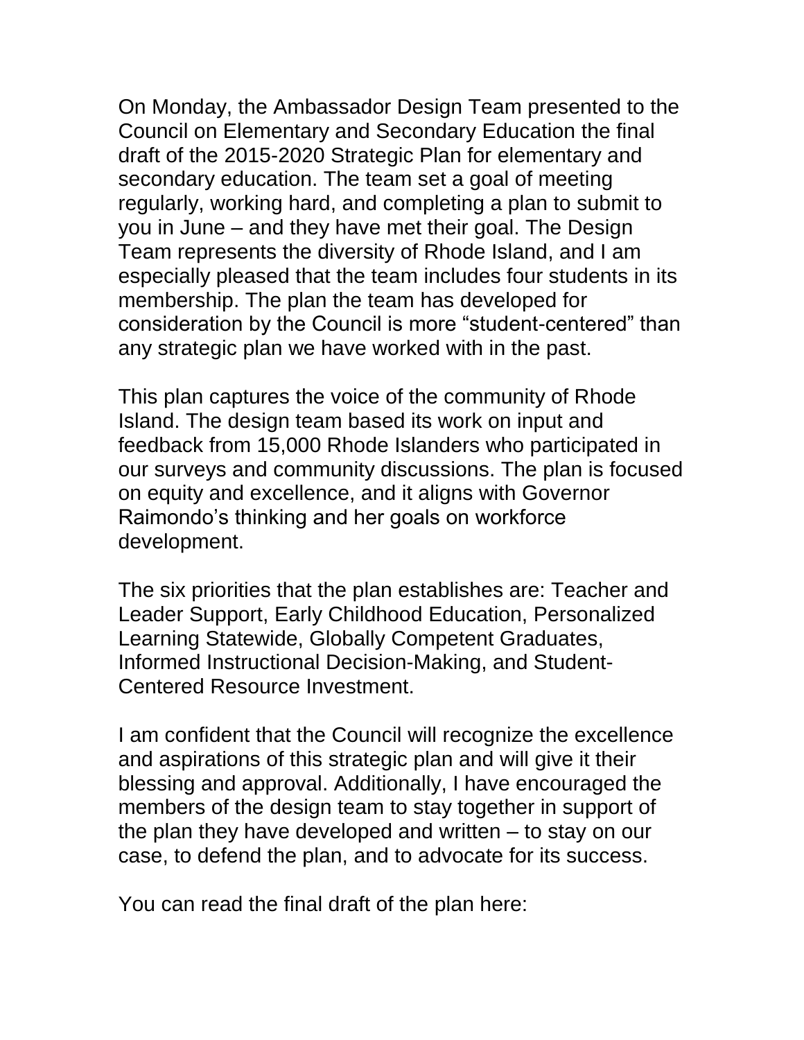On Monday, the Ambassador Design Team presented to the Council on Elementary and Secondary Education the final draft of the 2015-2020 Strategic Plan for elementary and secondary education. The team set a goal of meeting regularly, working hard, and completing a plan to submit to you in June – and they have met their goal. The Design Team represents the diversity of Rhode Island, and I am especially pleased that the team includes four students in its membership. The plan the team has developed for consideration by the Council is more "student-centered" than any strategic plan we have worked with in the past.

This plan captures the voice of the community of Rhode Island. The design team based its work on input and feedback from 15,000 Rhode Islanders who participated in our surveys and community discussions. The plan is focused on equity and excellence, and it aligns with Governor Raimondo's thinking and her goals on workforce development.

The six priorities that the plan establishes are: Teacher and Leader Support, Early Childhood Education, Personalized Learning Statewide, Globally Competent Graduates, Informed Instructional Decision-Making, and Student-Centered Resource Investment.

I am confident that the Council will recognize the excellence and aspirations of this strategic plan and will give it their blessing and approval. Additionally, I have encouraged the members of the design team to stay together in support of the plan they have developed and written – to stay on our case, to defend the plan, and to advocate for its success.

You can read the final draft of the plan here: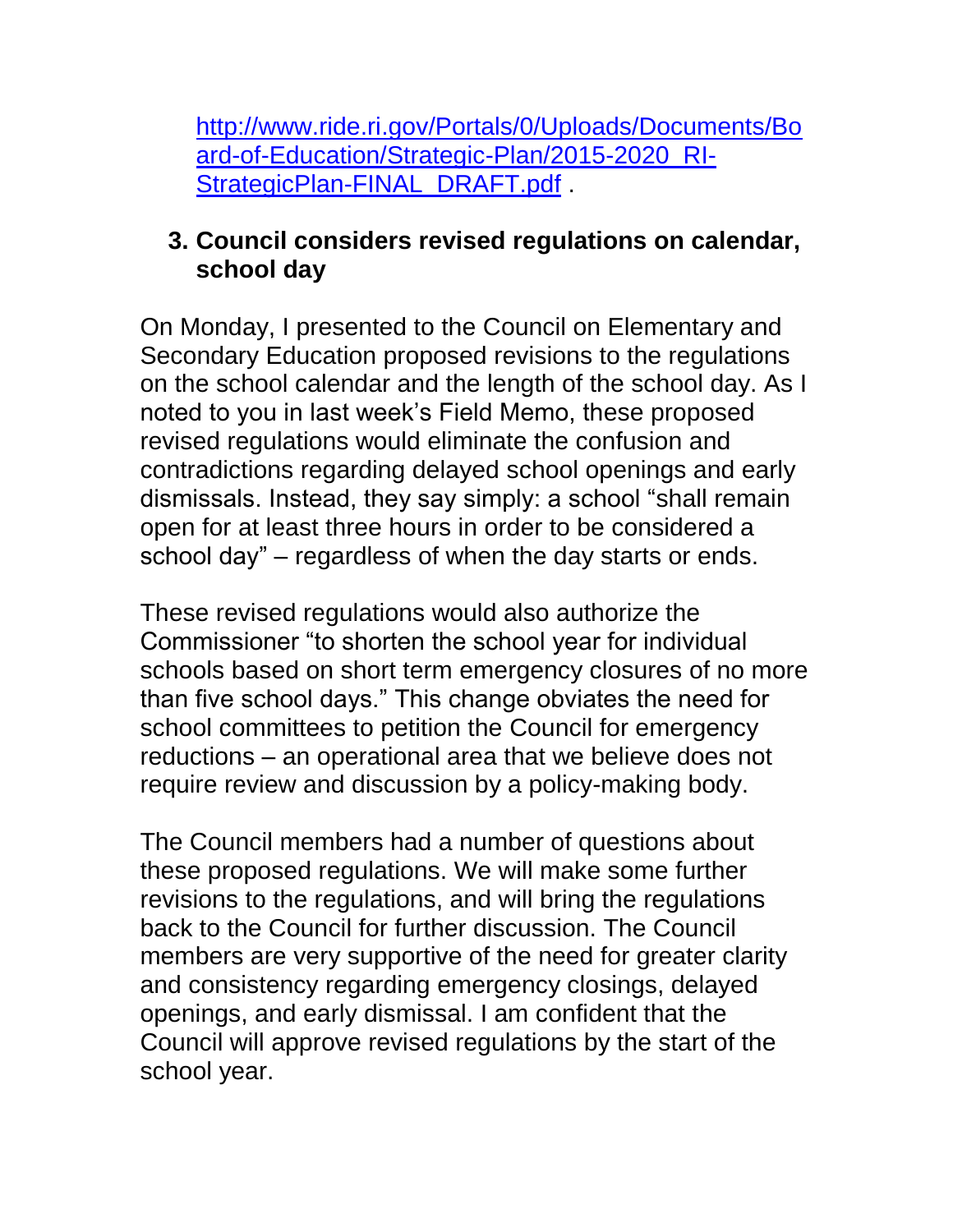http://www.ride.ri.gov/Portals/0/Uploads/Documents/Board-of-Education/Strategic-Plan/2015-2020_RI-StrategicPlan-FINAL_DRAFT.pdf .

3. **Council considers revised regulations on calendar, school day**

On Monday, I presented to the Council on Elementary and Secondary Education proposed revisions to the regulations on the school calendar and the length of the school day. As I noted to you in last week's Field Memo, these proposed revised regulations would eliminate the confusion and contradictions regarding delayed school openings and early dismissals. Instead, they say simply: a school "shall remain open for at least three hours in order to be considered a school day" – regardless of when the day starts or ends.

These revised regulations would also authorize the Commissioner "to shorten the school year for individual schools based on short term emergency closures of no more than five school days." This change obviates the need for school committees to petition the Council for emergency reductions – an operational area that we believe does not require review and discussion by a policy-making body.

The Council members had a number of questions about these proposed regulations. We will make some further revisions to the regulations, and will bring the regulations back to the Council for further discussion. The Council members are very supportive of the need for greater clarity and consistency regarding emergency closings, delayed openings, and early dismissal. I am confident that the Council will approve revised regulations by the start of the school year.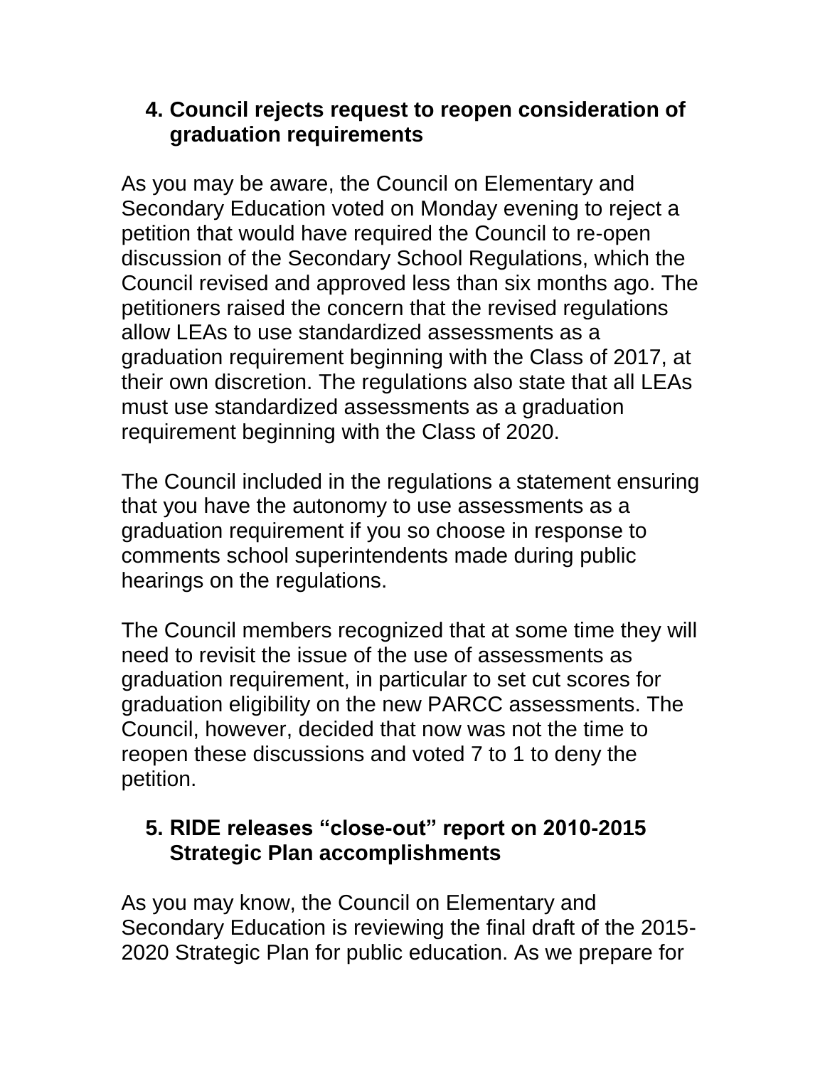4. **Council rejects request to reopen consideration of graduation requirements**

As you may be aware, the Council on Elementary and Secondary Education voted on Monday evening to reject a petition that would have required the Council to re-open discussion of the Secondary School Regulations, which the Council revised and approved less than six months ago. The petitioners raised the concern that the revised regulations allow LEAs to use standardized assessments as a graduation requirement beginning with the Class of 2017, at their own discretion. The regulations also state that all LEAs must use standardized assessments as a graduation requirement beginning with the Class of 2020.

The Council included in the regulations a statement ensuring that you have the autonomy to use assessments as a graduation requirement if you so choose in response to comments school superintendents made during public hearings on the regulations.

The Council members recognized that at some time they will need to revisit the issue of the use of assessments as graduation requirement, in particular to set cut scores for graduation eligibility on the new PARCC assessments. The Council, however, decided that now was not the time to reopen these discussions and voted 7 to 1 to deny the petition.

5. **RIDE releases "close-out" report on 2010-2015 Strategic Plan accomplishments**

As you may know, the Council on Elementary and Secondary Education is reviewing the final draft of the 2015-2020 Strategic Plan for public education. As we prepare for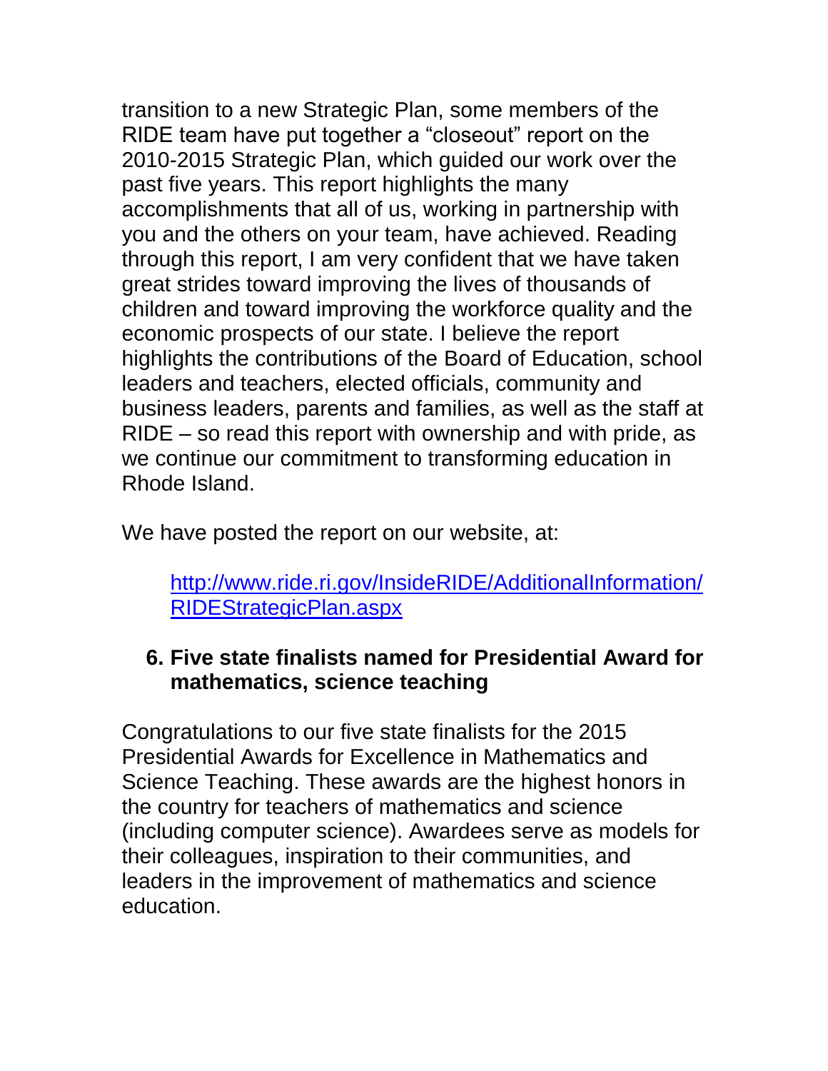transition to a new Strategic Plan, some members of the RIDE team have put together a “closeout” report on the 2010-2015 Strategic Plan, which guided our work over the past five years. This report highlights the many accomplishments that all of us, working in partnership with you and the others on your team, have achieved. Reading through this report, I am very confident that we have taken great strides toward improving the lives of thousands of children and toward improving the workforce quality and the economic prospects of our state. I believe the report highlights the contributions of the Board of Education, school leaders and teachers, elected officials, community and business leaders, parents and families, as well as the staff at RIDE – so read this report with ownership and with pride, as we continue our commitment to transforming education in Rhode Island.

We have posted the report on our website, at:

> [http://www.ride.ri.gov/InsideRIDE/AdditionalInformation/RIDEStrategicPlan.aspx](http://www.ride.ri.gov/InsideRIDE/AdditionalInformation/RIDEStrategicPlan.aspx)

### 6. Five state finalists named for Presidential Award for mathematics, science teaching

Congratulations to our five state finalists for the 2015 Presidential Awards for Excellence in Mathematics and Science Teaching. These awards are the highest honors in the country for teachers of mathematics and science (including computer science). Awardees serve as models for their colleagues, inspiration to their communities, and leaders in the improvement of mathematics and science education.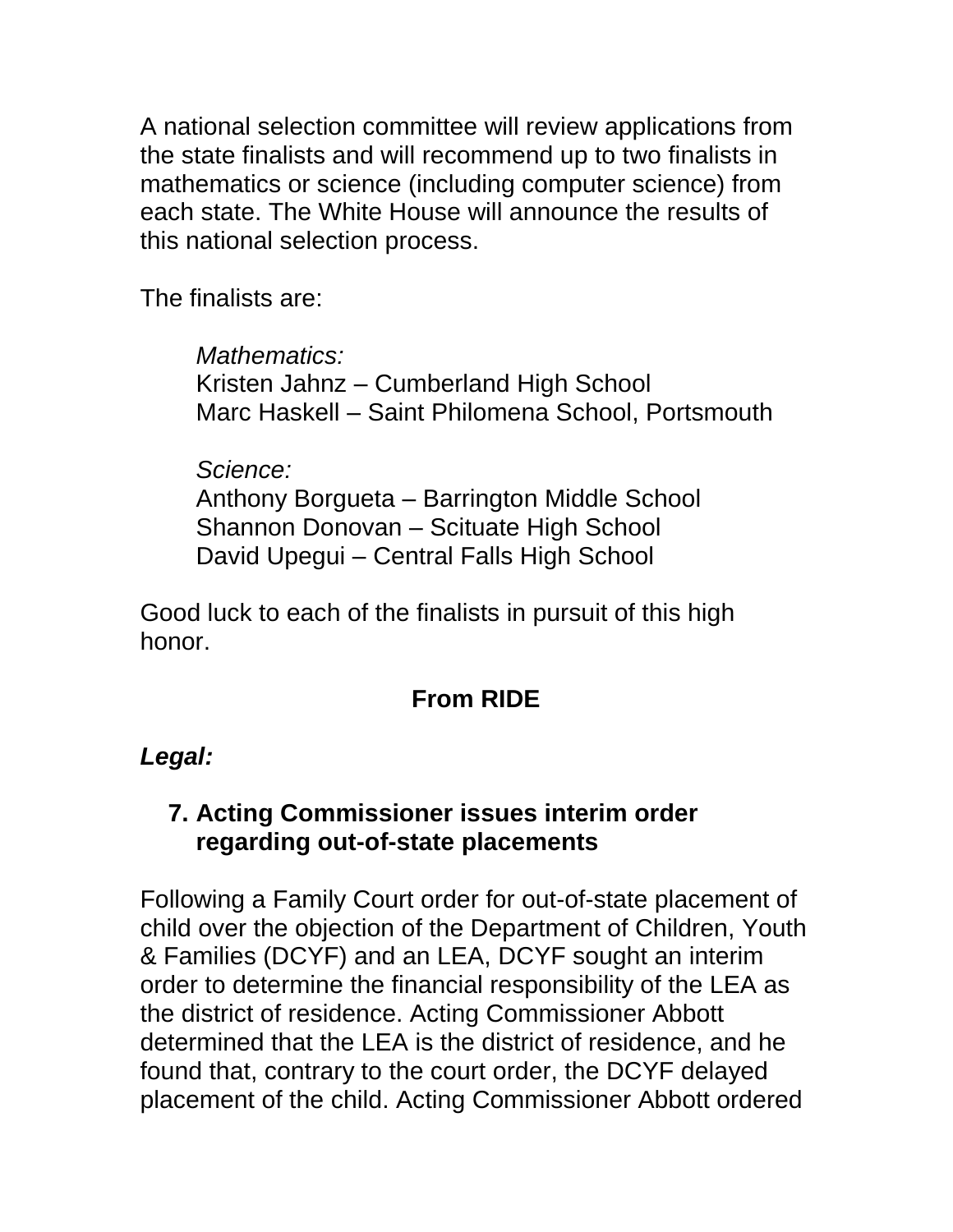A national selection committee will review applications from the state finalists and will recommend up to two finalists in mathematics or science (including computer science) from each state. The White House will announce the results of this national selection process.

The finalists are:

> *Mathematics:*
> Kristen Jahnz – Cumberland High School
> Marc Haskell – Saint Philomena School, Portsmouth
>
> *Science:*
> Anthony Borgueta – Barrington Middle School
> Shannon Donovan – Scituate High School
> David Upegui – Central Falls High School

Good luck to each of the finalists in pursuit of this high honor.

**From RIDE**

***Legal:***

7. **Acting Commissioner issues interim order regarding out-of-state placements**

Following a Family Court order for out-of-state placement of child over the objection of the Department of Children, Youth & Families (DCYF) and an LEA, DCYF sought an interim order to determine the financial responsibility of the LEA as the district of residence. Acting Commissioner Abbott determined that the LEA is the district of residence, and he found that, contrary to the court order, the DCYF delayed placement of the child. Acting Commissioner Abbott ordered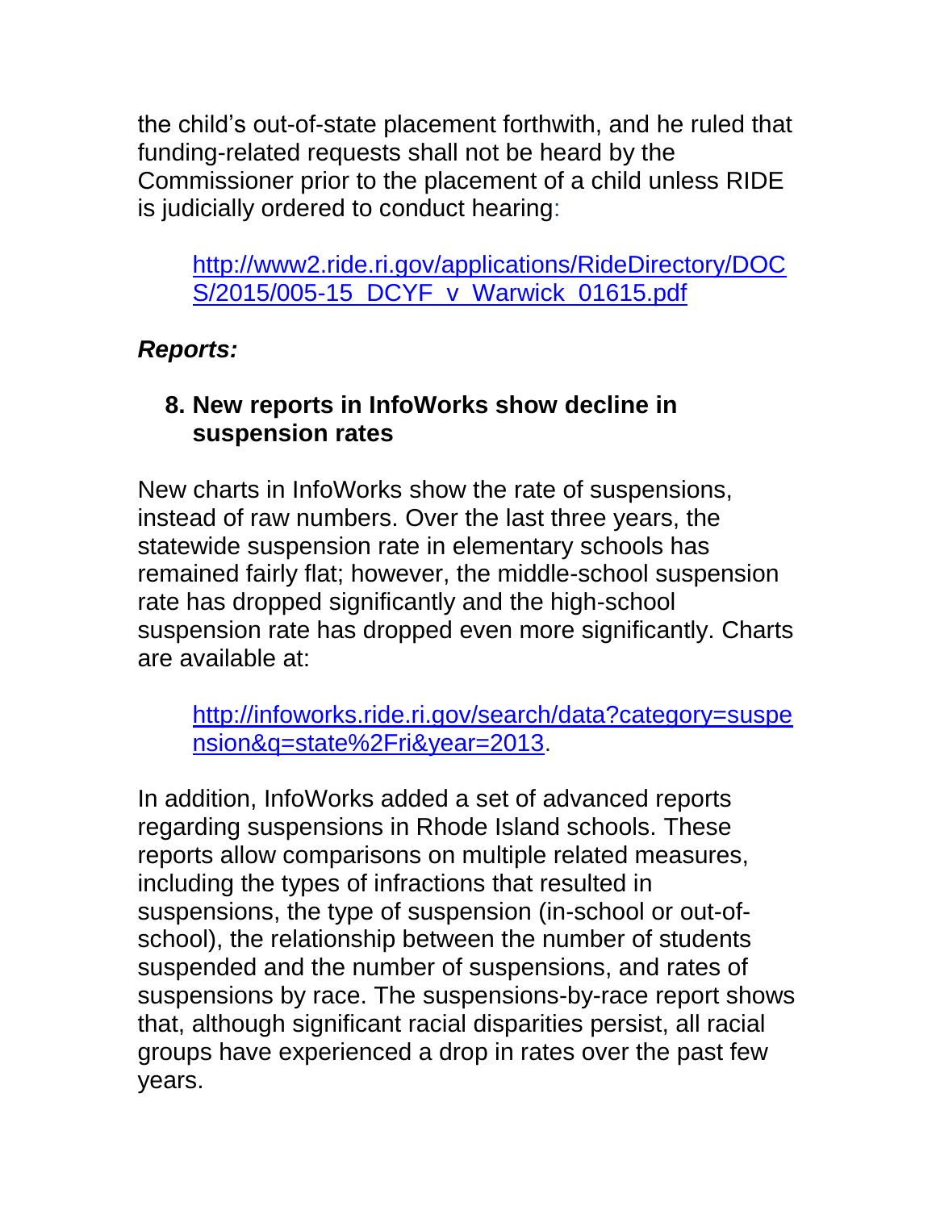the child's out-of-state placement forthwith, and he ruled that funding-related requests shall not be heard by the Commissioner prior to the placement of a child unless RIDE is judicially ordered to conduct hearing:

> [http://www2.ride.ri.gov/applications/RideDirectory/DOCS/2015/005-15_DCYF_v_Warwick_01615.pdf](http://www2.ride.ri.gov/applications/RideDirectory/DOCS/2015/005-15_DCYF_v_Warwick_01615.pdf)

***Reports:***

### 8. New reports in InfoWorks show decline in suspension rates

New charts in InfoWorks show the rate of suspensions, instead of raw numbers. Over the last three years, the statewide suspension rate in elementary schools has remained fairly flat; however, the middle-school suspension rate has dropped significantly and the high-school suspension rate has dropped even more significantly. Charts are available at:

> [http://infoworks.ride.ri.gov/search/data?category=suspension&q=state%2Fri&year=2013](http://infoworks.ride.ri.gov/search/data?category=suspension&q=state%2Fri&year=2013).

In addition, InfoWorks added a set of advanced reports regarding suspensions in Rhode Island schools. These reports allow comparisons on multiple related measures, including the types of infractions that resulted in suspensions, the type of suspension (in-school or out-of-school), the relationship between the number of students suspended and the number of suspensions, and rates of suspensions by race. The suspensions-by-race report shows that, although significant racial disparities persist, all racial groups have experienced a drop in rates over the past few years.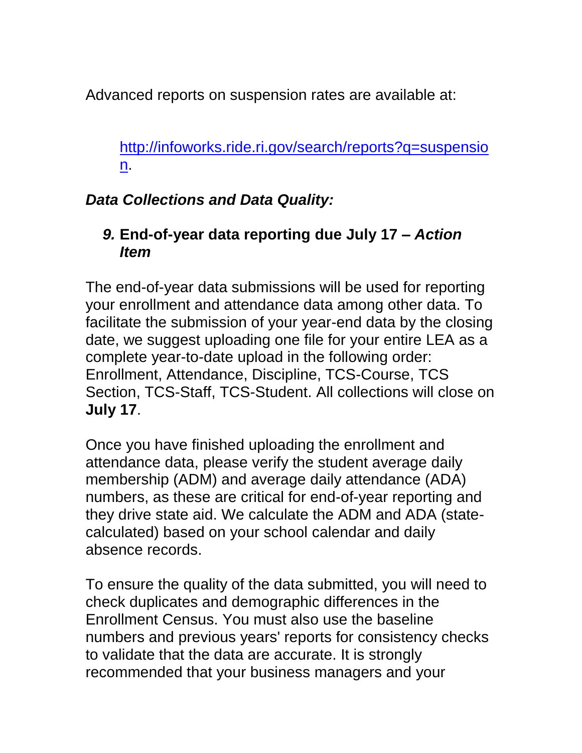Advanced reports on suspension rates are available at:

> [http://infoworks.ride.ri.gov/search/reports?q=suspension](http://infoworks.ride.ri.gov/search/reports?q=suspension).

***Data Collections and Data Quality:***

9. **End-of-year data reporting due July 17 – *Action Item***

The end-of-year data submissions will be used for reporting your enrollment and attendance data among other data. To facilitate the submission of your year-end data by the closing date, we suggest uploading one file for your entire LEA as a complete year-to-date upload in the following order: Enrollment, Attendance, Discipline, TCS-Course, TCS Section, TCS-Staff, TCS-Student. All collections will close on **July 17**.

Once you have finished uploading the enrollment and attendance data, please verify the student average daily membership (ADM) and average daily attendance (ADA) numbers, as these are critical for end-of-year reporting and they drive state aid. We calculate the ADM and ADA (state-calculated) based on your school calendar and daily absence records.

To ensure the quality of the data submitted, you will need to check duplicates and demographic differences in the Enrollment Census. You must also use the baseline numbers and previous years' reports for consistency checks to validate that the data are accurate. It is strongly recommended that your business managers and your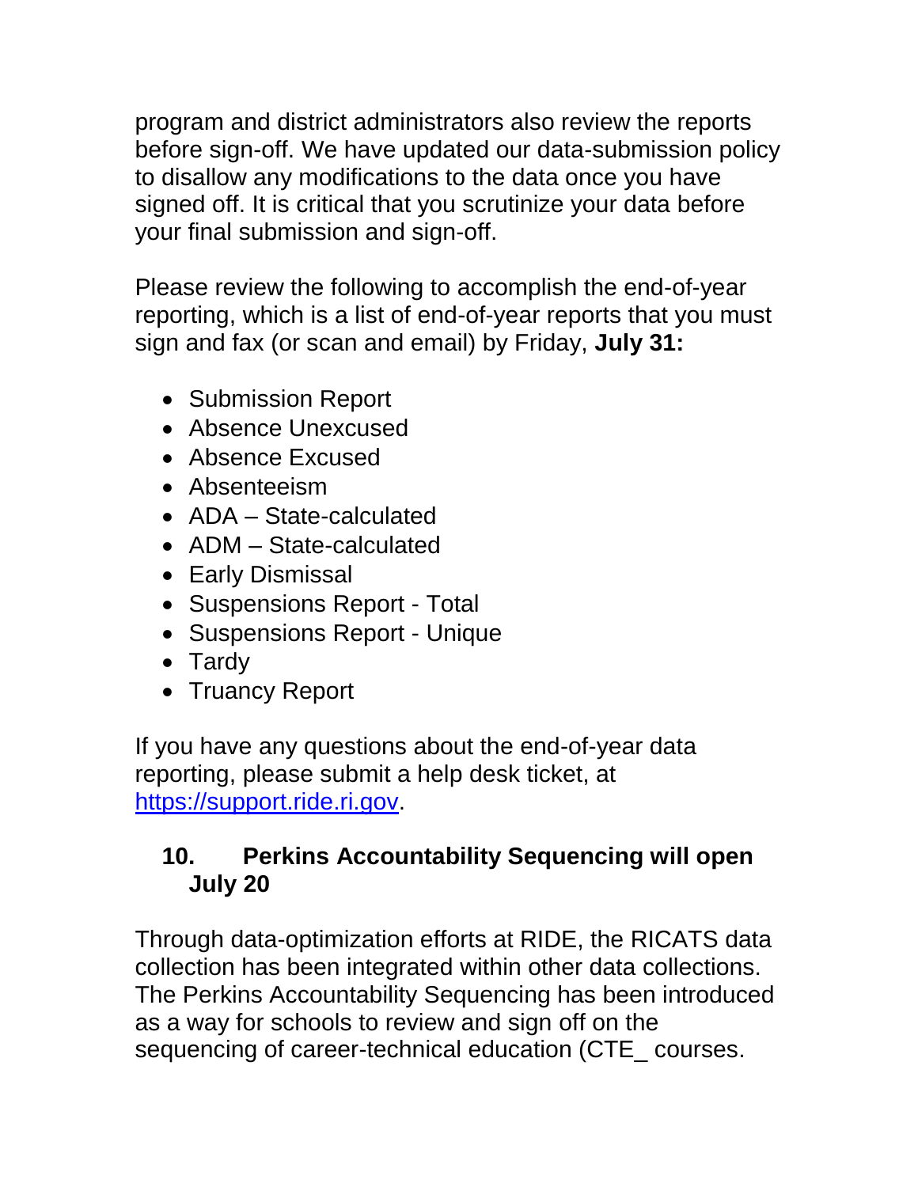program and district administrators also review the reports before sign-off. We have updated our data-submission policy to disallow any modifications to the data once you have signed off. It is critical that you scrutinize your data before your final submission and sign-off.

Please review the following to accomplish the end-of-year reporting, which is a list of end-of-year reports that you must sign and fax (or scan and email) by Friday, **July 31:**

- Submission Report
- Absence Unexcused
- Absence Excused
- Absenteeism
- ADA – State-calculated
- ADM – State-calculated
- Early Dismissal
- Suspensions Report - Total
- Suspensions Report - Unique
- Tardy
- Truancy Report

If you have any questions about the end-of-year data reporting, please submit a help desk ticket, at [https://support.ride.ri.gov](https://support.ride.ri.gov).

## 10. Perkins Accountability Sequencing will open July 20

Through data-optimization efforts at RIDE, the RICATS data collection has been integrated within other data collections. The Perkins Accountability Sequencing has been introduced as a way for schools to review and sign off on the sequencing of career-technical education (CTE_ courses.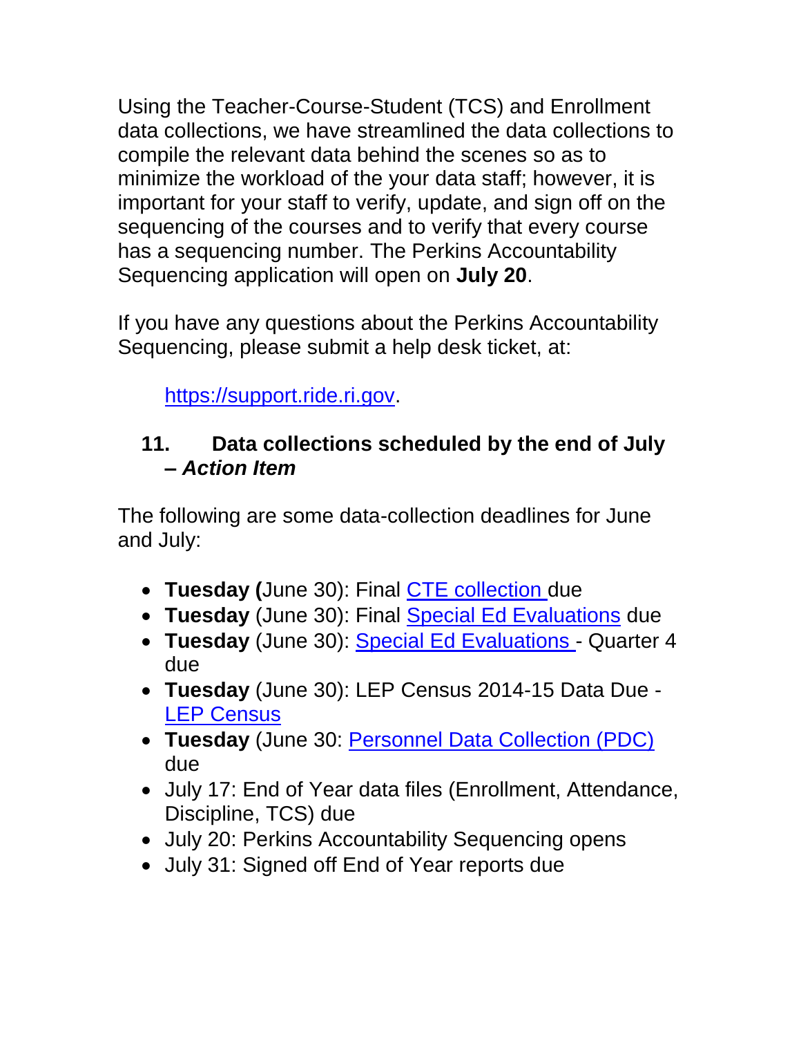Using the Teacher-Course-Student (TCS) and Enrollment data collections, we have streamlined the data collections to compile the relevant data behind the scenes so as to minimize the workload of the your data staff; however, it is important for your staff to verify, update, and sign off on the sequencing of the courses and to verify that every course has a sequencing number. The Perkins Accountability Sequencing application will open on **July 20**.

If you have any questions about the Perkins Accountability Sequencing, please submit a help desk ticket, at:

https://support.ride.ri.gov.

## 11. Data collections scheduled by the end of July – *Action Item*

The following are some data-collection deadlines for June and July:

- **Tuesday (**June 30): Final CTE collection due
- **Tuesday** (June 30): Final Special Ed Evaluations due
- **Tuesday** (June 30): Special Ed Evaluations - Quarter 4 due
- **Tuesday** (June 30): LEP Census 2014-15 Data Due - LEP Census
- **Tuesday** (June 30: Personnel Data Collection (PDC) due
- July 17: End of Year data files (Enrollment, Attendance, Discipline, TCS) due
- July 20: Perkins Accountability Sequencing opens
- July 31: Signed off End of Year reports due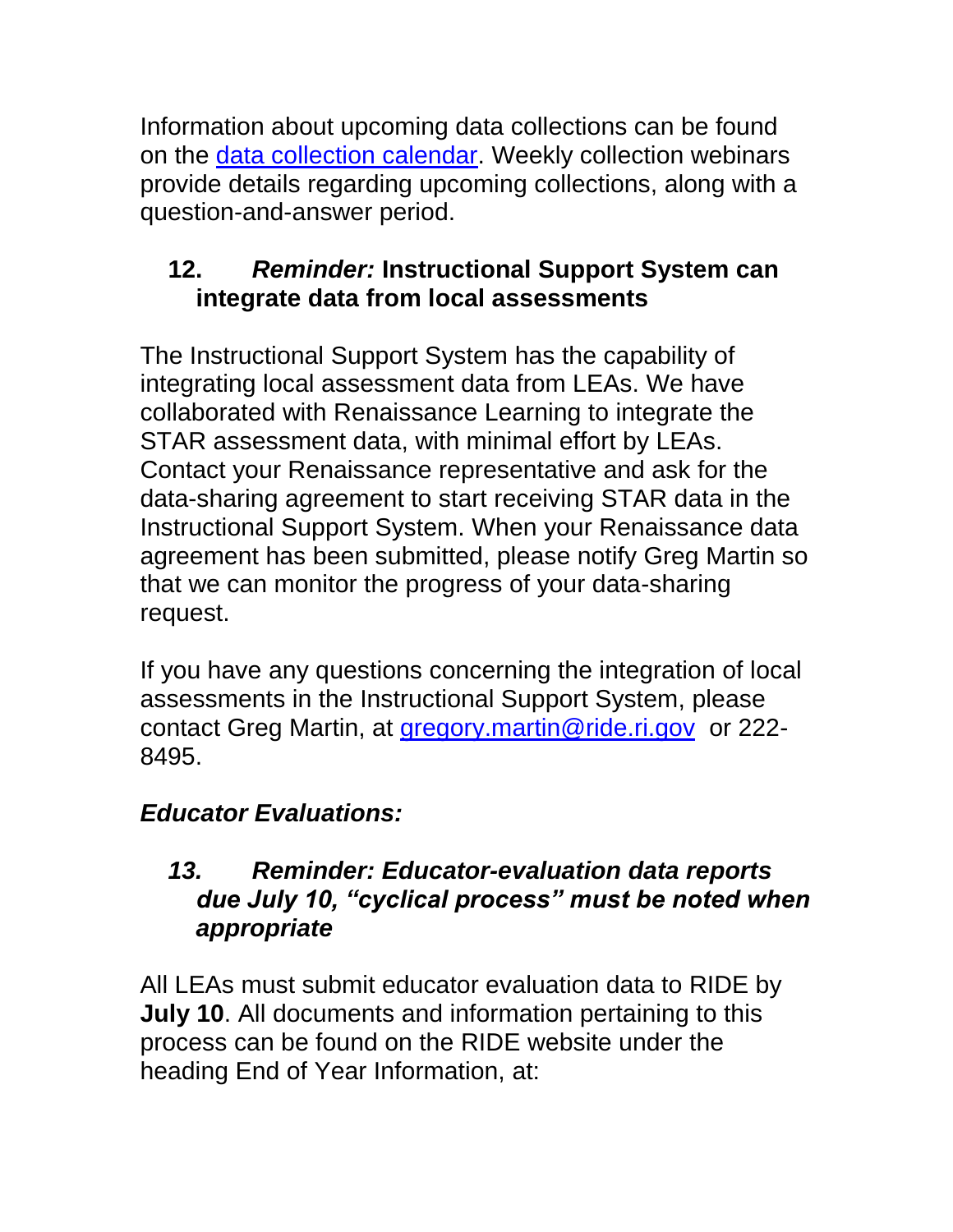Information about upcoming data collections can be found on the [data collection calendar](). Weekly collection webinars provide details regarding upcoming collections, along with a question-and-answer period.

### 12. *Reminder:* Instructional Support System can integrate data from local assessments

The Instructional Support System has the capability of integrating local assessment data from LEAs. We have collaborated with Renaissance Learning to integrate the STAR assessment data, with minimal effort by LEAs. Contact your Renaissance representative and ask for the data-sharing agreement to start receiving STAR data in the Instructional Support System. When your Renaissance data agreement has been submitted, please notify Greg Martin so that we can monitor the progress of your data-sharing request.

If you have any questions concerning the integration of local assessments in the Instructional Support System, please contact Greg Martin, at [gregory.martin@ride.ri.gov](mailto:gregory.martin@ride.ri.gov) or 222-8495.

## *Educator Evaluations:*

### *13. Reminder: Educator-evaluation data reports due July 10, "cyclical process" must be noted when appropriate*

All LEAs must submit educator evaluation data to RIDE by **July 10**. All documents and information pertaining to this process can be found on the RIDE website under the heading End of Year Information, at: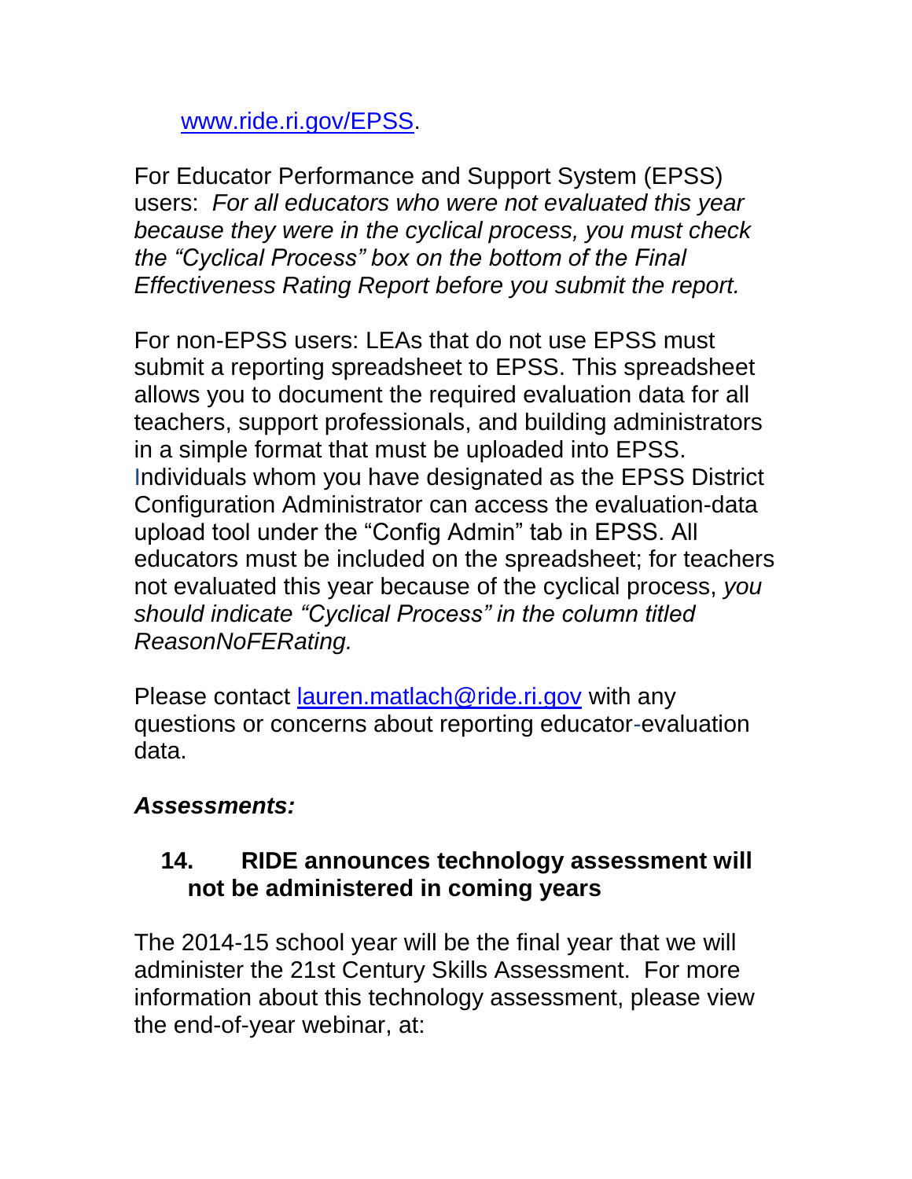www.ride.ri.gov/EPSS.

For Educator Performance and Support System (EPSS) users: *For all educators who were not evaluated this year because they were in the cyclical process, you must check the "Cyclical Process" box on the bottom of the Final Effectiveness Rating Report before you submit the report.*

For non-EPSS users: LEAs that do not use EPSS must submit a reporting spreadsheet to EPSS. This spreadsheet allows you to document the required evaluation data for all teachers, support professionals, and building administrators in a simple format that must be uploaded into EPSS. Individuals whom you have designated as the EPSS District Configuration Administrator can access the evaluation-data upload tool under the "Config Admin" tab in EPSS. All educators must be included on the spreadsheet; for teachers not evaluated this year because of the cyclical process, *you should indicate "Cyclical Process" in the column titled ReasonNoFERating.*

Please contact lauren.matlach@ride.ri.gov with any questions or concerns about reporting educator-evaluation data.

***Assessments:***

### 14. RIDE announces technology assessment will not be administered in coming years

The 2014-15 school year will be the final year that we will administer the 21st Century Skills Assessment. For more information about this technology assessment, please view the end-of-year webinar, at: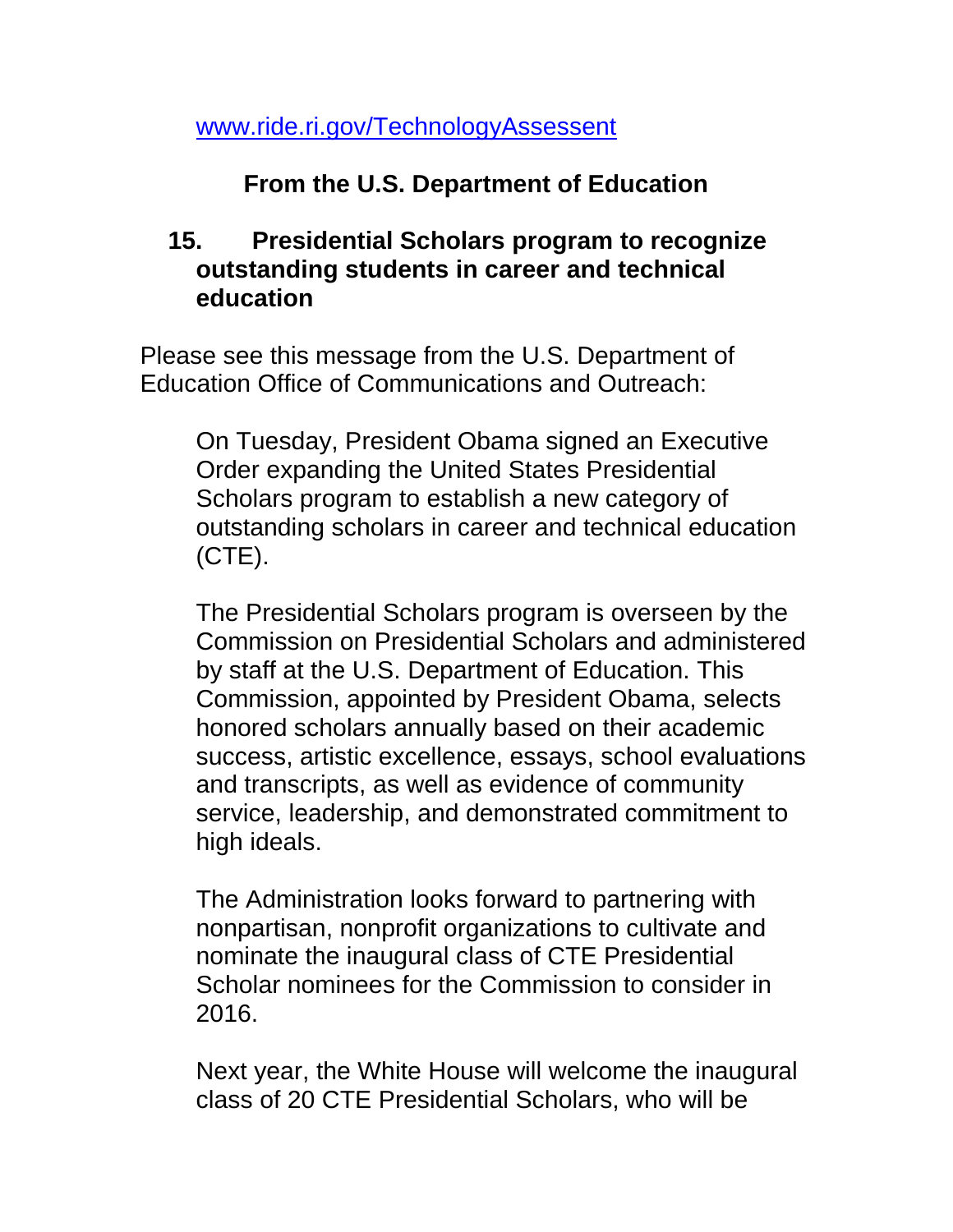[www.ride.ri.gov/TechnologyAssessent](www.ride.ri.gov/TechnologyAssessent)

## From the U.S. Department of Education

### 15. Presidential Scholars program to recognize outstanding students in career and technical education

Please see this message from the U.S. Department of Education Office of Communications and Outreach:

> On Tuesday, President Obama signed an Executive Order expanding the United States Presidential Scholars program to establish a new category of outstanding scholars in career and technical education (CTE).
>
> The Presidential Scholars program is overseen by the Commission on Presidential Scholars and administered by staff at the U.S. Department of Education. This Commission, appointed by President Obama, selects honored scholars annually based on their academic success, artistic excellence, essays, school evaluations and transcripts, as well as evidence of community service, leadership, and demonstrated commitment to high ideals.
>
> The Administration looks forward to partnering with nonpartisan, nonprofit organizations to cultivate and nominate the inaugural class of CTE Presidential Scholar nominees for the Commission to consider in 2016.
>
> Next year, the White House will welcome the inaugural class of 20 CTE Presidential Scholars, who will be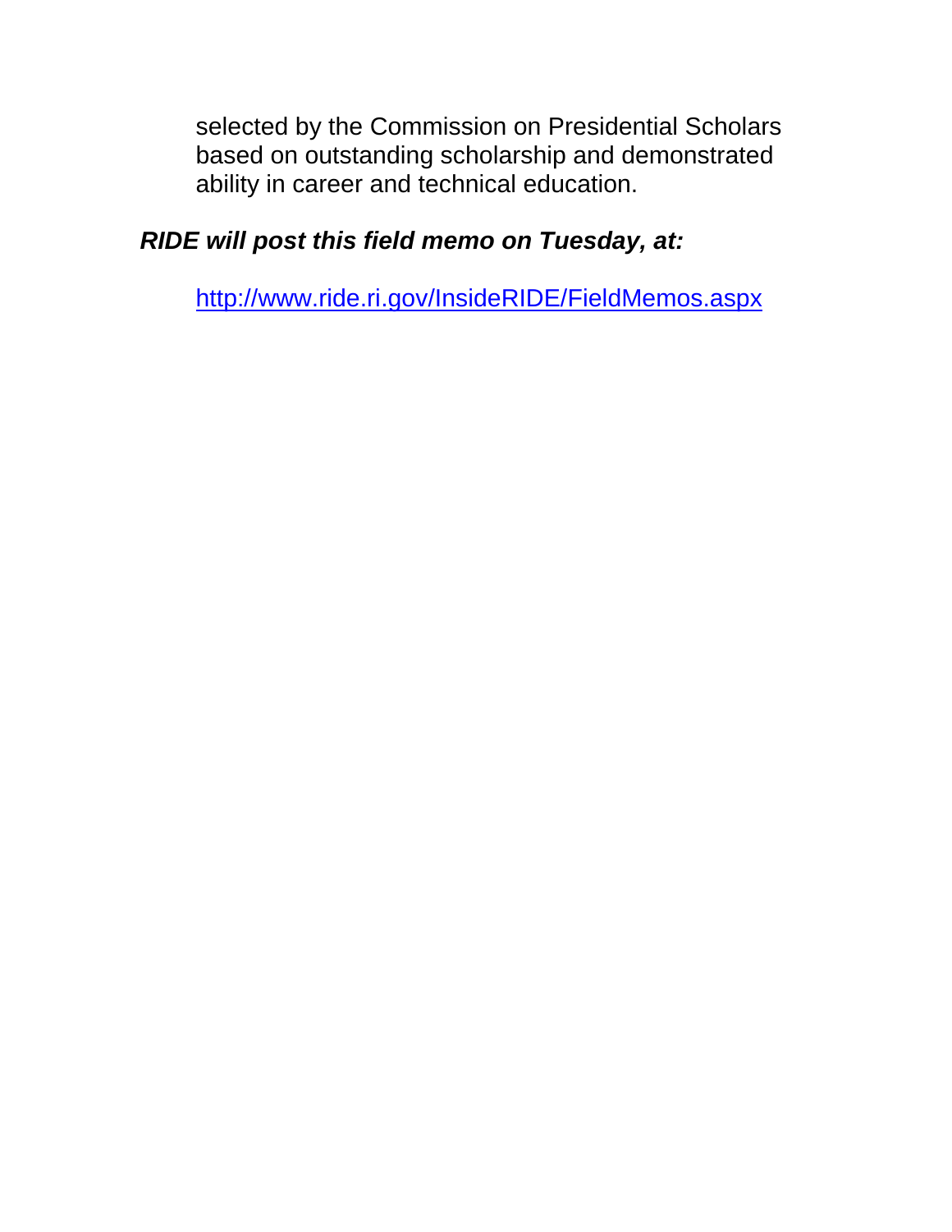selected by the Commission on Presidential Scholars based on outstanding scholarship and demonstrated ability in career and technical education.

***RIDE will post this field memo on Tuesday, at:***

http://www.ride.ri.gov/InsideRIDE/FieldMemos.aspx